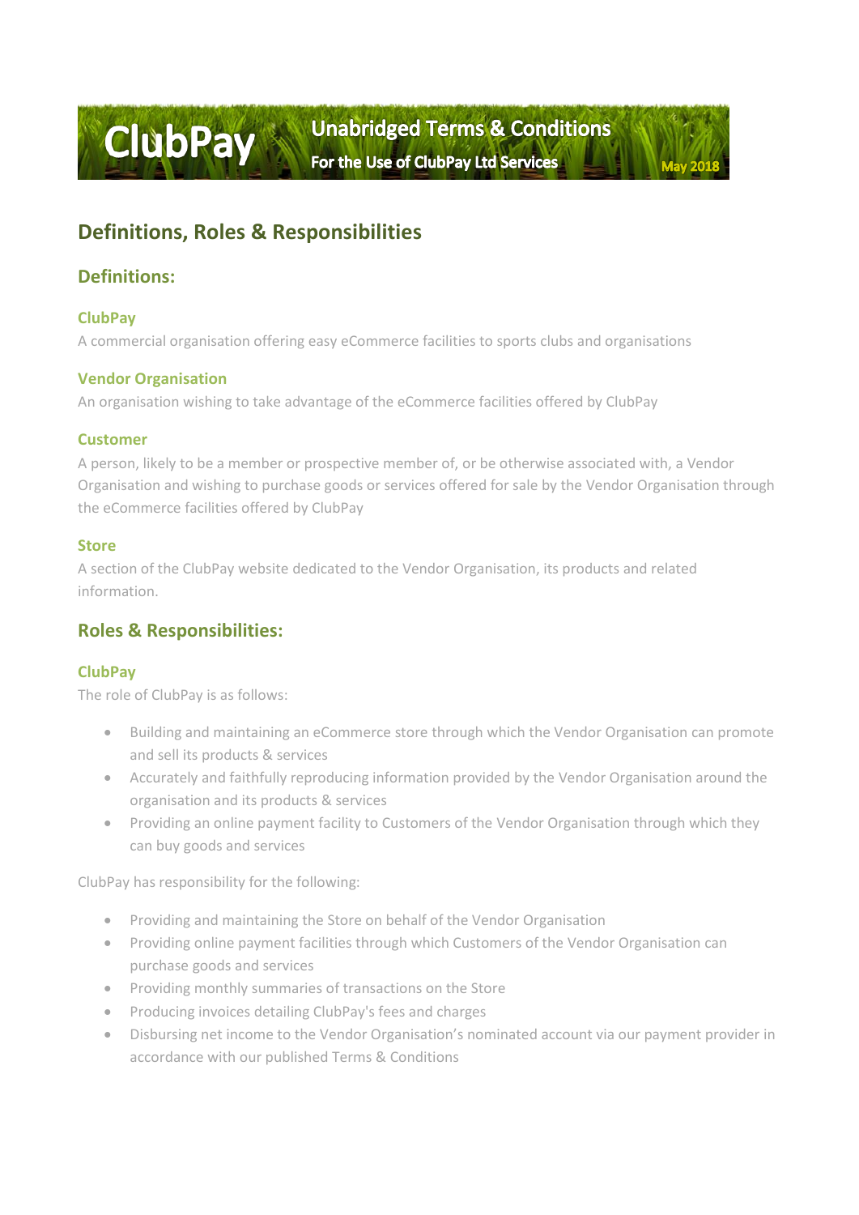# ClubPay

**Unabridged Terms & Conditions**

**For the Use of ClubPay Ltd Services**

**May 2018**

## Definitions, Roles & Responsibilities

### Definitions:

#### ClubPay

A commercial organisation offering easy eCommerce facilities to sports clubs and organisations

#### Vendor Organisation

An organisation wishing to take advantage of the eCommerce facilities offered by ClubPay

#### Customer

A person, likely to be a member or prospective member of, or be otherwise associated with, a Vendor Organisation and wishing to purchase goods or services offered for sale by the Vendor Organisation through the eCommerce facilities offered by ClubPay

#### Store

A section of the ClubPay website dedicated to the Vendor Organisation, its products and related information.

### Roles & Responsibilities:

#### ClubPay

The role of ClubPay is as follows:

- Building and maintaining an eCommerce store through which the Vendor Organisation can promote and sell its products & services
- Accurately and faithfully reproducing information provided by the Vendor Organisation around the organisation and its products & services
- Providing an online payment facility to Customers of the Vendor Organisation through which they can buy goods and services

ClubPay has responsibility for the following:

- Providing and maintaining the Store on behalf of the Vendor Organisation
- Providing online payment facilities through which Customers of the Vendor Organisation can purchase goods and services
- Providing monthly summaries of transactions on the Store
- Producing invoices detailing ClubPay's fees and charges
- Disbursing net income to the Vendor Organisation's nominated account via our payment provider in accordance with our published Terms & Conditions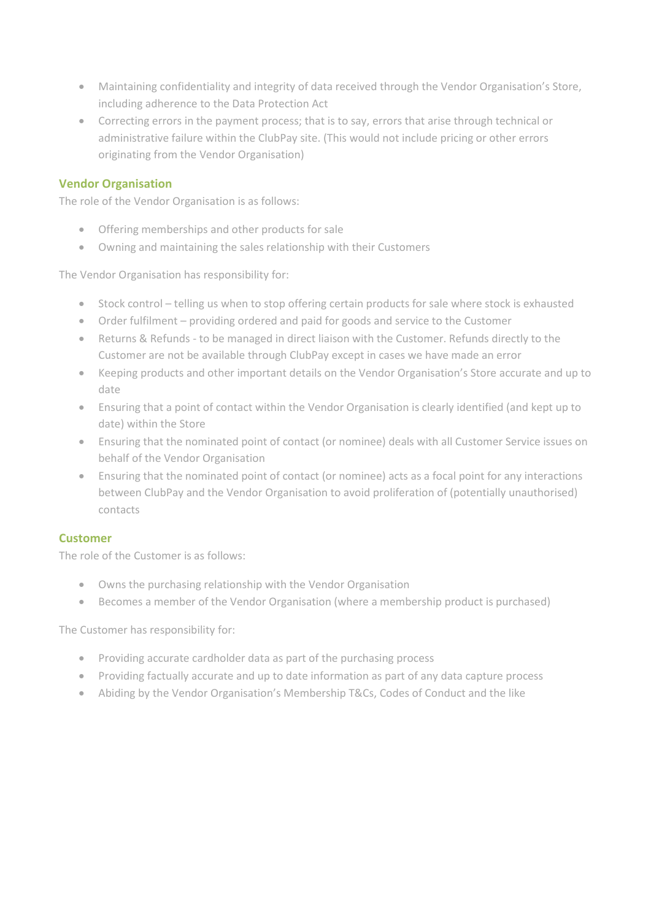- Maintaining confidentiality and integrity of data received through the Vendor Organisation's Store, including adherence to the Data Protection Act
- Correcting errors in the payment process; that is to say, errors that arise through technical or administrative failure within the ClubPay site. (This would not include pricing or other errors originating from the Vendor Organisation)

### Vendor Organisation

The role of the Vendor Organisation is as follows:

- Offering memberships and other products for sale
- Owning and maintaining the sales relationship with their Customers

The Vendor Organisation has responsibility for:

- Stock control – telling us when to stop offering certain products for sale where stock is exhausted
- Order fulfilment – providing ordered and paid for goods and service to the Customer
- Returns & Refunds - to be managed in direct liaison with the Customer. Refunds directly to the Customer are not be available through ClubPay except in cases we have made an error
- Keeping products and other important details on the Vendor Organisation's Store accurate and up to date
- Ensuring that a point of contact within the Vendor Organisation is clearly identified (and kept up to date) within the Store
- Ensuring that the nominated point of contact (or nominee) deals with all Customer Service issues on behalf of the Vendor Organisation
- Ensuring that the nominated point of contact (or nominee) acts as a focal point for any interactions between ClubPay and the Vendor Organisation to avoid proliferation of (potentially unauthorised) contacts

### Customer

The role of the Customer is as follows:

- Owns the purchasing relationship with the Vendor Organisation
- Becomes a member of the Vendor Organisation (where a membership product is purchased)

The Customer has responsibility for:

- Providing accurate cardholder data as part of the purchasing process
- Providing factually accurate and up to date information as part of any data capture process
- Abiding by the Vendor Organisation's Membership T&Cs, Codes of Conduct and the like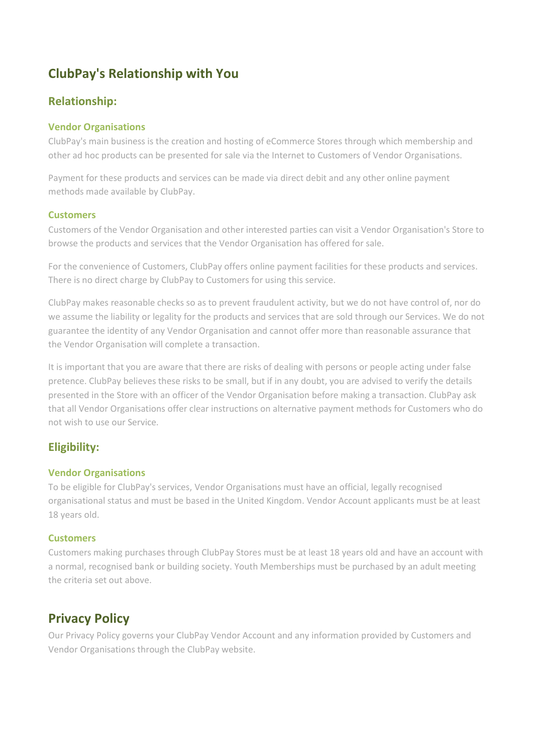# ClubPay's Relationship with You

## Relationship:

### Vendor Organisations

ClubPay's main business is the creation and hosting of eCommerce Stores through which membership and other ad hoc products can be presented for sale via the Internet to Customers of Vendor Organisations.

Payment for these products and services can be made via direct debit and any other online payment methods made available by ClubPay.

### Customers

Customers of the Vendor Organisation and other interested parties can visit a Vendor Organisation's Store to browse the products and services that the Vendor Organisation has offered for sale.

For the convenience of Customers, ClubPay offers online payment facilities for these products and services. There is no direct charge by ClubPay to Customers for using this service.

ClubPay makes reasonable checks so as to prevent fraudulent activity, but we do not have control of, nor do we assume the liability or legality for the products and services that are sold through our Services. We do not guarantee the identity of any Vendor Organisation and cannot offer more than reasonable assurance that the Vendor Organisation will complete a transaction.

It is important that you are aware that there are risks of dealing with persons or people acting under false pretence. ClubPay believes these risks to be small, but if in any doubt, you are advised to verify the details presented in the Store with an officer of the Vendor Organisation before making a transaction. ClubPay ask that all Vendor Organisations offer clear instructions on alternative payment methods for Customers who do not wish to use our Service.

## Eligibility:

### Vendor Organisations

To be eligible for ClubPay's services, Vendor Organisations must have an official, legally recognised organisational status and must be based in the United Kingdom. Vendor Account applicants must be at least 18 years old.

### Customers

Customers making purchases through ClubPay Stores must be at least 18 years old and have an account with a normal, recognised bank or building society. Youth Memberships must be purchased by an adult meeting the criteria set out above.

# Privacy Policy

Our Privacy Policy governs your ClubPay Vendor Account and any information provided by Customers and Vendor Organisations through the ClubPay website.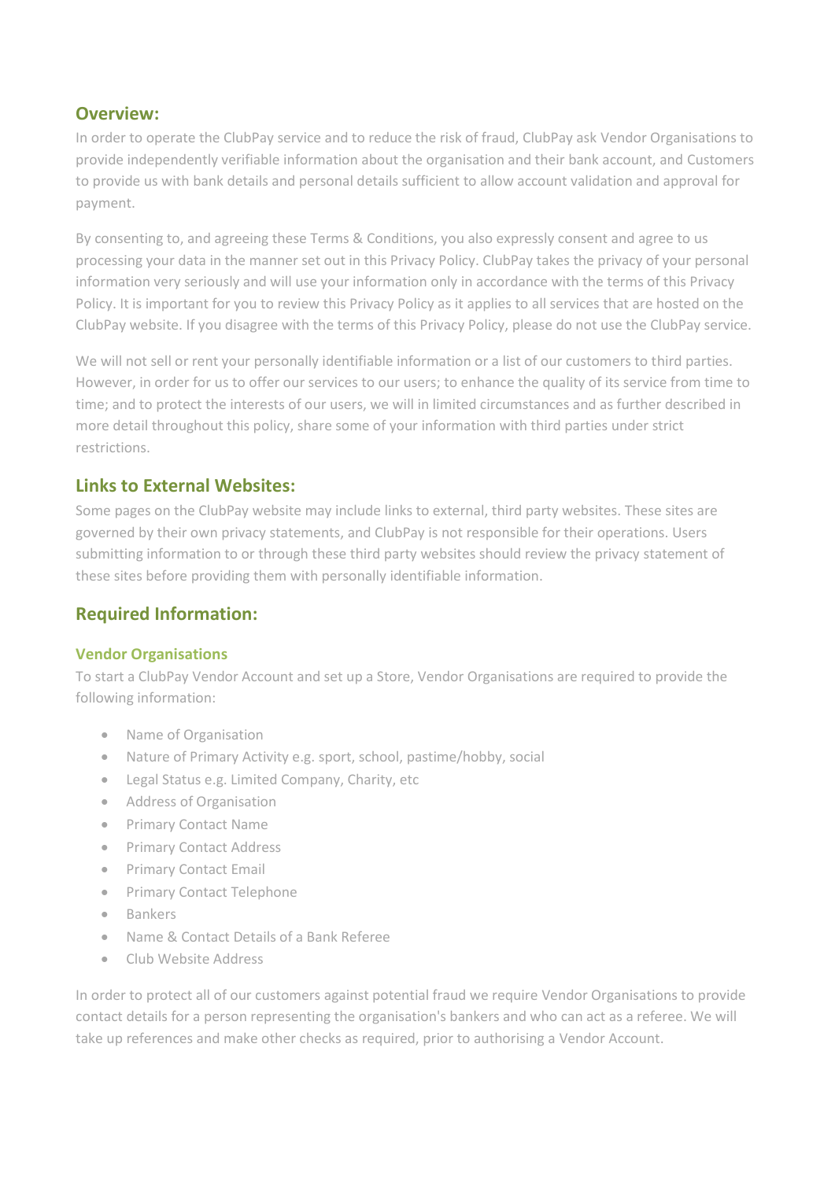## Overview:

In order to operate the ClubPay service and to reduce the risk of fraud, ClubPay ask Vendor Organisations to provide independently verifiable information about the organisation and their bank account, and Customers to provide us with bank details and personal details sufficient to allow account validation and approval for payment.

By consenting to, and agreeing these Terms & Conditions, you also expressly consent and agree to us processing your data in the manner set out in this Privacy Policy. ClubPay takes the privacy of your personal information very seriously and will use your information only in accordance with the terms of this Privacy Policy. It is important for you to review this Privacy Policy as it applies to all services that are hosted on the ClubPay website. If you disagree with the terms of this Privacy Policy, please do not use the ClubPay service.

We will not sell or rent your personally identifiable information or a list of our customers to third parties. However, in order for us to offer our services to our users; to enhance the quality of its service from time to time; and to protect the interests of our users, we will in limited circumstances and as further described in more detail throughout this policy, share some of your information with third parties under strict restrictions.

## Links to External Websites:

Some pages on the ClubPay website may include links to external, third party websites. These sites are governed by their own privacy statements, and ClubPay is not responsible for their operations. Users submitting information to or through these third party websites should review the privacy statement of these sites before providing them with personally identifiable information.

## Required Information:

### Vendor Organisations

To start a ClubPay Vendor Account and set up a Store, Vendor Organisations are required to provide the following information:

- Name of Organisation
- Nature of Primary Activity e.g. sport, school, pastime/hobby, social
- Legal Status e.g. Limited Company, Charity, etc
- Address of Organisation
- Primary Contact Name
- Primary Contact Address
- Primary Contact Email
- Primary Contact Telephone
- Bankers
- Name & Contact Details of a Bank Referee
- Club Website Address

In order to protect all of our customers against potential fraud we require Vendor Organisations to provide contact details for a person representing the organisation's bankers and who can act as a referee. We will take up references and make other checks as required, prior to authorising a Vendor Account.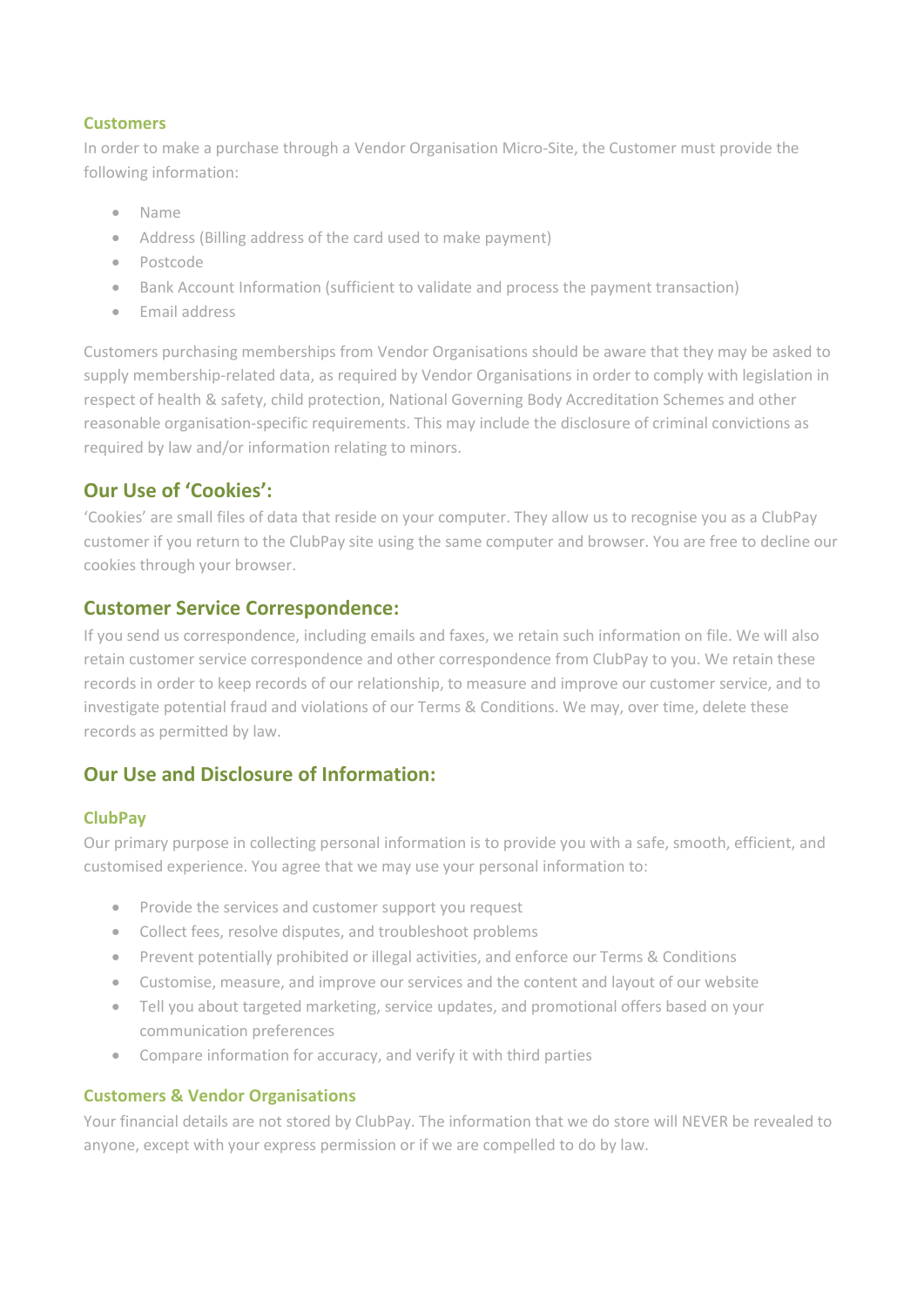### Customers

In order to make a purchase through a Vendor Organisation Micro-Site, the Customer must provide the following information:

- Name
- Address (Billing address of the card used to make payment)
- Postcode
- Bank Account Information (sufficient to validate and process the payment transaction)
- Email address

Customers purchasing memberships from Vendor Organisations should be aware that they may be asked to supply membership-related data, as required by Vendor Organisations in order to comply with legislation in respect of health & safety, child protection, National Governing Body Accreditation Schemes and other reasonable organisation-specific requirements. This may include the disclosure of criminal convictions as required by law and/or information relating to minors.

## Our Use of 'Cookies':

'Cookies' are small files of data that reside on your computer. They allow us to recognise you as a ClubPay customer if you return to the ClubPay site using the same computer and browser. You are free to decline our cookies through your browser.

## Customer Service Correspondence:

If you send us correspondence, including emails and faxes, we retain such information on file. We will also retain customer service correspondence and other correspondence from ClubPay to you. We retain these records in order to keep records of our relationship, to measure and improve our customer service, and to investigate potential fraud and violations of our Terms & Conditions. We may, over time, delete these records as permitted by law.

## Our Use and Disclosure of Information:

### ClubPay

Our primary purpose in collecting personal information is to provide you with a safe, smooth, efficient, and customised experience. You agree that we may use your personal information to:

- Provide the services and customer support you request
- Collect fees, resolve disputes, and troubleshoot problems
- Prevent potentially prohibited or illegal activities, and enforce our Terms & Conditions
- Customise, measure, and improve our services and the content and layout of our website
- Tell you about targeted marketing, service updates, and promotional offers based on your communication preferences
- Compare information for accuracy, and verify it with third parties

### Customers & Vendor Organisations

Your financial details are not stored by ClubPay. The information that we do store will NEVER be revealed to anyone, except with your express permission or if we are compelled to do by law.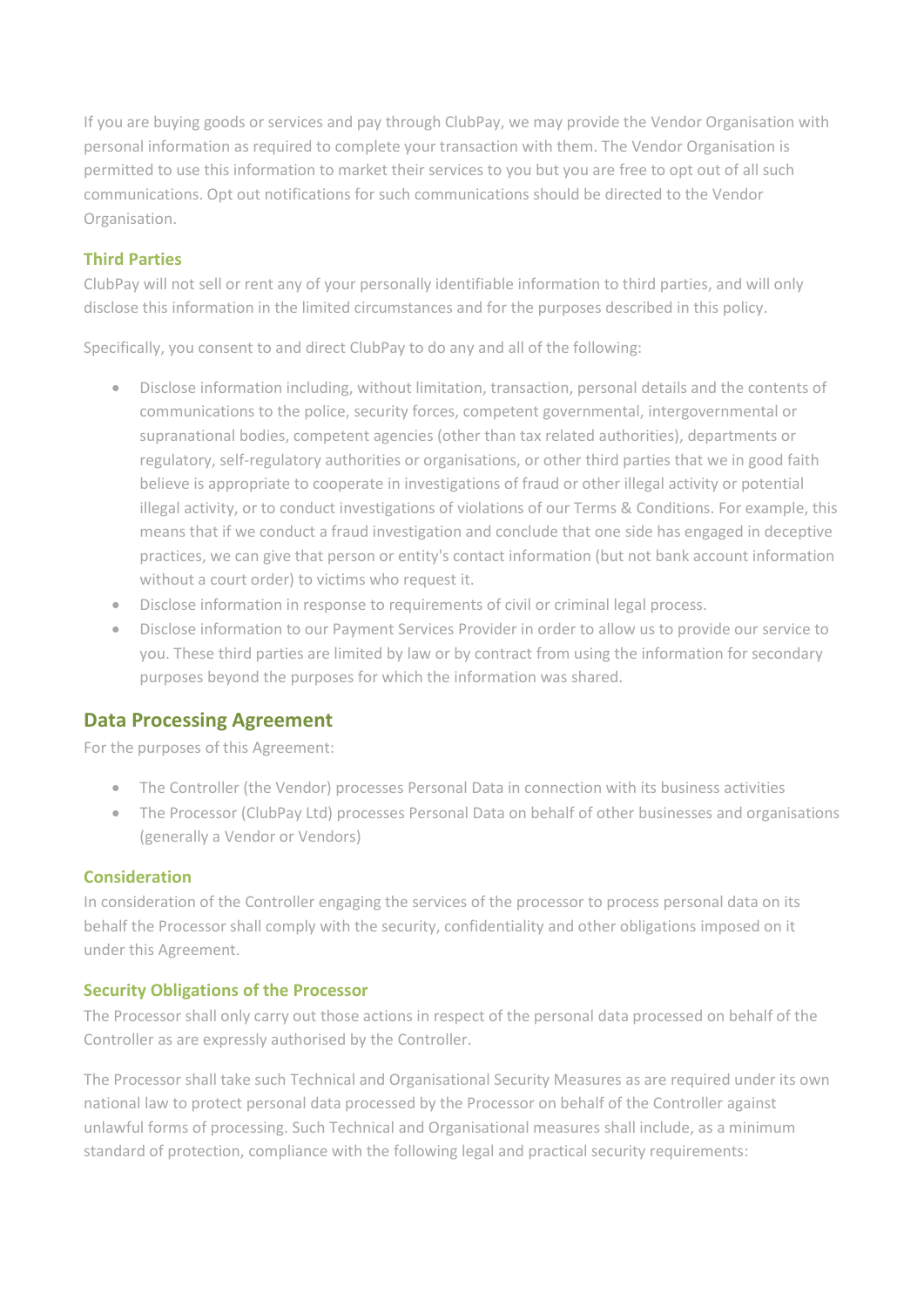If you are buying goods or services and pay through ClubPay, we may provide the Vendor Organisation with personal information as required to complete your transaction with them. The Vendor Organisation is permitted to use this information to market their services to you but you are free to opt out of all such communications. Opt out notifications for such communications should be directed to the Vendor Organisation.

### Third Parties

ClubPay will not sell or rent any of your personally identifiable information to third parties, and will only disclose this information in the limited circumstances and for the purposes described in this policy.

Specifically, you consent to and direct ClubPay to do any and all of the following:

- Disclose information including, without limitation, transaction, personal details and the contents of communications to the police, security forces, competent governmental, intergovernmental or supranational bodies, competent agencies (other than tax related authorities), departments or regulatory, self-regulatory authorities or organisations, or other third parties that we in good faith believe is appropriate to cooperate in investigations of fraud or other illegal activity or potential illegal activity, or to conduct investigations of violations of our Terms & Conditions. For example, this means that if we conduct a fraud investigation and conclude that one side has engaged in deceptive practices, we can give that person or entity's contact information (but not bank account information without a court order) to victims who request it.
- Disclose information in response to requirements of civil or criminal legal process.
- Disclose information to our Payment Services Provider in order to allow us to provide our service to you. These third parties are limited by law or by contract from using the information for secondary purposes beyond the purposes for which the information was shared.

## Data Processing Agreement

For the purposes of this Agreement:

- The Controller (the Vendor) processes Personal Data in connection with its business activities
- The Processor (ClubPay Ltd) processes Personal Data on behalf of other businesses and organisations (generally a Vendor or Vendors)

### Consideration

In consideration of the Controller engaging the services of the processor to process personal data on its behalf the Processor shall comply with the security, confidentiality and other obligations imposed on it under this Agreement.

### Security Obligations of the Processor

The Processor shall only carry out those actions in respect of the personal data processed on behalf of the Controller as are expressly authorised by the Controller.

The Processor shall take such Technical and Organisational Security Measures as are required under its own national law to protect personal data processed by the Processor on behalf of the Controller against unlawful forms of processing. Such Technical and Organisational measures shall include, as a minimum standard of protection, compliance with the following legal and practical security requirements: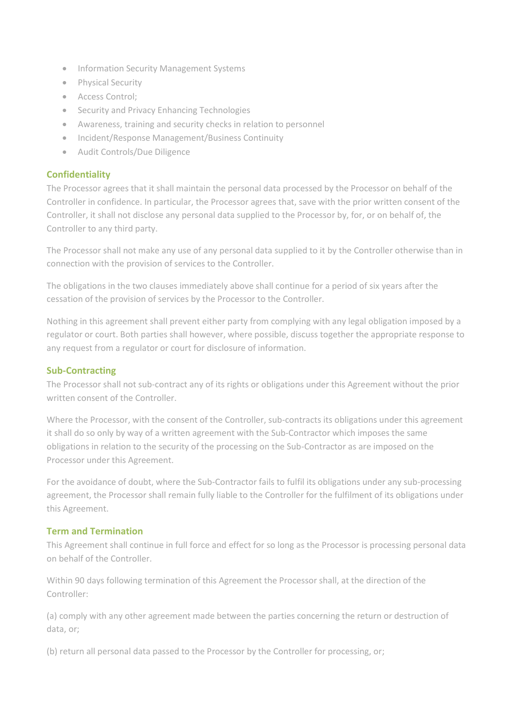- Information Security Management Systems
- Physical Security
- Access Control;
- Security and Privacy Enhancing Technologies
- Awareness, training and security checks in relation to personnel
- Incident/Response Management/Business Continuity
- Audit Controls/Due Diligence

## Confidentiality

The Processor agrees that it shall maintain the personal data processed by the Processor on behalf of the Controller in confidence. In particular, the Processor agrees that, save with the prior written consent of the Controller, it shall not disclose any personal data supplied to the Processor by, for, or on behalf of, the Controller to any third party.

The Processor shall not make any use of any personal data supplied to it by the Controller otherwise than in connection with the provision of services to the Controller.

The obligations in the two clauses immediately above shall continue for a period of six years after the cessation of the provision of services by the Processor to the Controller.

Nothing in this agreement shall prevent either party from complying with any legal obligation imposed by a regulator or court. Both parties shall however, where possible, discuss together the appropriate response to any request from a regulator or court for disclosure of information.

## Sub-Contracting

The Processor shall not sub-contract any of its rights or obligations under this Agreement without the prior written consent of the Controller.

Where the Processor, with the consent of the Controller, sub-contracts its obligations under this agreement it shall do so only by way of a written agreement with the Sub-Contractor which imposes the same obligations in relation to the security of the processing on the Sub-Contractor as are imposed on the Processor under this Agreement.

For the avoidance of doubt, where the Sub-Contractor fails to fulfil its obligations under any sub-processing agreement, the Processor shall remain fully liable to the Controller for the fulfilment of its obligations under this Agreement.

## Term and Termination

This Agreement shall continue in full force and effect for so long as the Processor is processing personal data on behalf of the Controller.

Within 90 days following termination of this Agreement the Processor shall, at the direction of the Controller:

(a) comply with any other agreement made between the parties concerning the return or destruction of data, or;

(b) return all personal data passed to the Processor by the Controller for processing, or;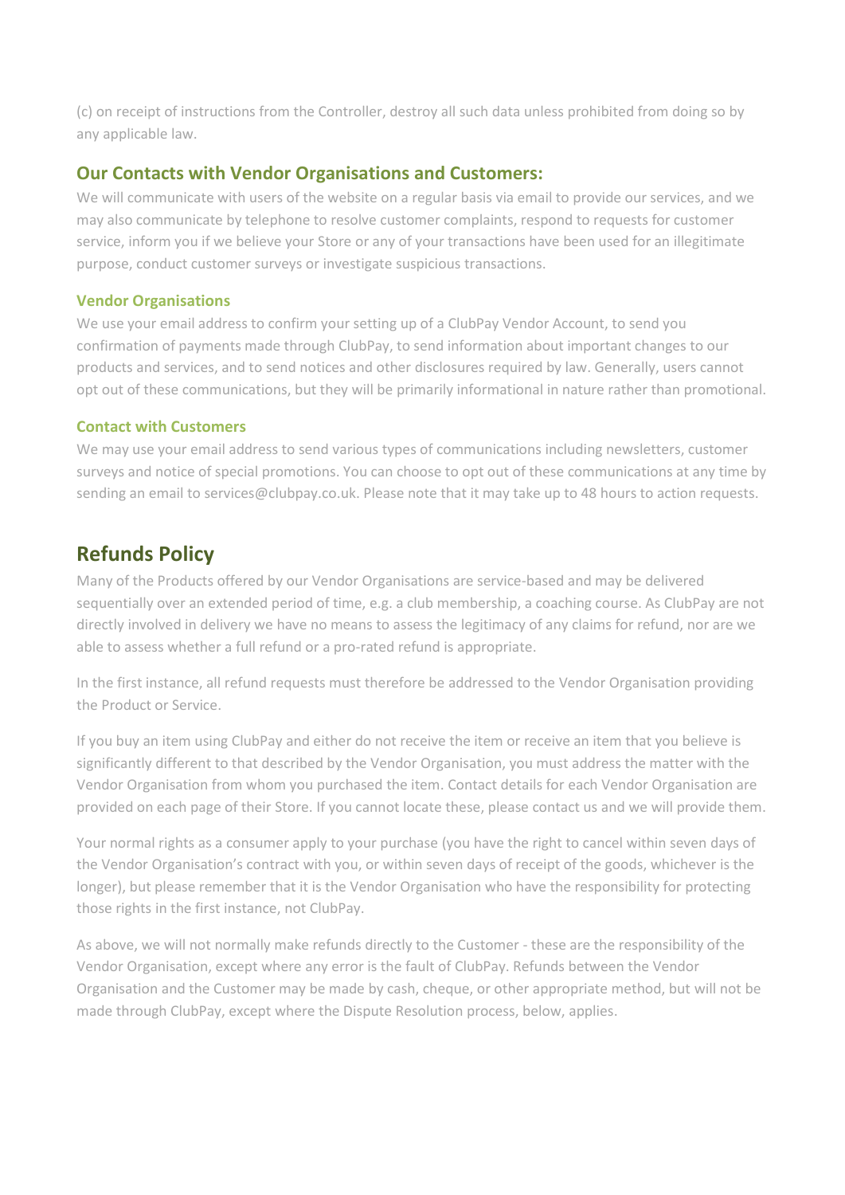(c) on receipt of instructions from the Controller, destroy all such data unless prohibited from doing so by any applicable law.

### Our Contacts with Vendor Organisations and Customers:

We will communicate with users of the website on a regular basis via email to provide our services, and we may also communicate by telephone to resolve customer complaints, respond to requests for customer service, inform you if we believe your Store or any of your transactions have been used for an illegitimate purpose, conduct customer surveys or investigate suspicious transactions.

#### Vendor Organisations

We use your email address to confirm your setting up of a ClubPay Vendor Account, to send you confirmation of payments made through ClubPay, to send information about important changes to our products and services, and to send notices and other disclosures required by law. Generally, users cannot opt out of these communications, but they will be primarily informational in nature rather than promotional.

#### Contact with Customers

We may use your email address to send various types of communications including newsletters, customer surveys and notice of special promotions. You can choose to opt out of these communications at any time by sending an email to services@clubpay.co.uk. Please note that it may take up to 48 hours to action requests.

## Refunds Policy

Many of the Products offered by our Vendor Organisations are service-based and may be delivered sequentially over an extended period of time, e.g. a club membership, a coaching course. As ClubPay are not directly involved in delivery we have no means to assess the legitimacy of any claims for refund, nor are we able to assess whether a full refund or a pro-rated refund is appropriate.

In the first instance, all refund requests must therefore be addressed to the Vendor Organisation providing the Product or Service.

If you buy an item using ClubPay and either do not receive the item or receive an item that you believe is significantly different to that described by the Vendor Organisation, you must address the matter with the Vendor Organisation from whom you purchased the item. Contact details for each Vendor Organisation are provided on each page of their Store. If you cannot locate these, please contact us and we will provide them.

Your normal rights as a consumer apply to your purchase (you have the right to cancel within seven days of the Vendor Organisation's contract with you, or within seven days of receipt of the goods, whichever is the longer), but please remember that it is the Vendor Organisation who have the responsibility for protecting those rights in the first instance, not ClubPay.

As above, we will not normally make refunds directly to the Customer - these are the responsibility of the Vendor Organisation, except where any error is the fault of ClubPay. Refunds between the Vendor Organisation and the Customer may be made by cash, cheque, or other appropriate method, but will not be made through ClubPay, except where the Dispute Resolution process, below, applies.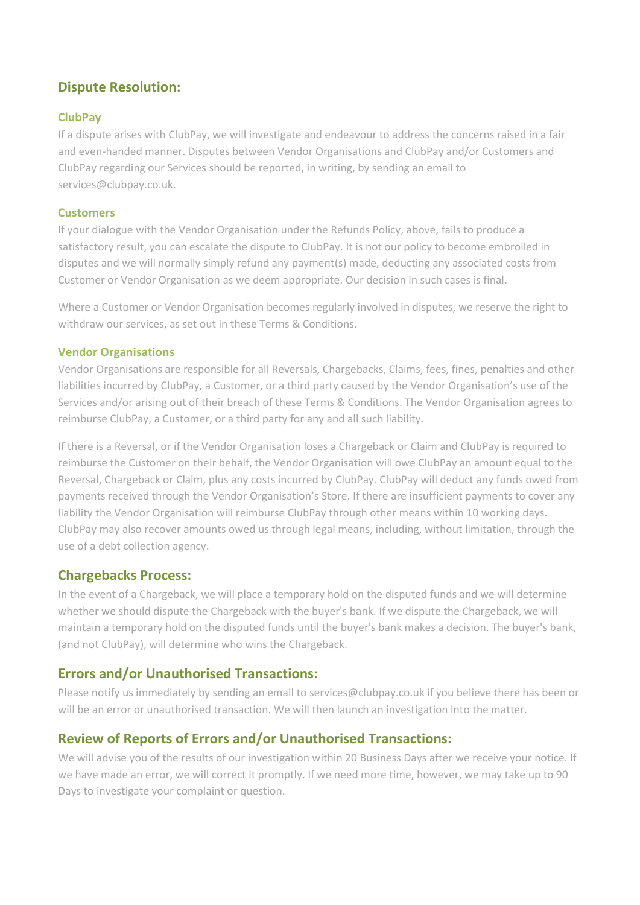## Dispute Resolution:

### ClubPay

If a dispute arises with ClubPay, we will investigate and endeavour to address the concerns raised in a fair and even-handed manner. Disputes between Vendor Organisations and ClubPay and/or Customers and ClubPay regarding our Services should be reported, in writing, by sending an email to services@clubpay.co.uk.

### Customers

If your dialogue with the Vendor Organisation under the Refunds Policy, above, fails to produce a satisfactory result, you can escalate the dispute to ClubPay. It is not our policy to become embroiled in disputes and we will normally simply refund any payment(s) made, deducting any associated costs from Customer or Vendor Organisation as we deem appropriate. Our decision in such cases is final.

Where a Customer or Vendor Organisation becomes regularly involved in disputes, we reserve the right to withdraw our services, as set out in these Terms & Conditions.

### Vendor Organisations

Vendor Organisations are responsible for all Reversals, Chargebacks, Claims, fees, fines, penalties and other liabilities incurred by ClubPay, a Customer, or a third party caused by the Vendor Organisation's use of the Services and/or arising out of their breach of these Terms & Conditions. The Vendor Organisation agrees to reimburse ClubPay, a Customer, or a third party for any and all such liability.

If there is a Reversal, or if the Vendor Organisation loses a Chargeback or Claim and ClubPay is required to reimburse the Customer on their behalf, the Vendor Organisation will owe ClubPay an amount equal to the Reversal, Chargeback or Claim, plus any costs incurred by ClubPay. ClubPay will deduct any funds owed from payments received through the Vendor Organisation's Store. If there are insufficient payments to cover any liability the Vendor Organisation will reimburse ClubPay through other means within 10 working days. ClubPay may also recover amounts owed us through legal means, including, without limitation, through the use of a debt collection agency.

## Chargebacks Process:

In the event of a Chargeback, we will place a temporary hold on the disputed funds and we will determine whether we should dispute the Chargeback with the buyer's bank. If we dispute the Chargeback, we will maintain a temporary hold on the disputed funds until the buyer's bank makes a decision. The buyer's bank, (and not ClubPay), will determine who wins the Chargeback.

## Errors and/or Unauthorised Transactions:

Please notify us immediately by sending an email to services@clubpay.co.uk if you believe there has been or will be an error or unauthorised transaction. We will then launch an investigation into the matter.

## Review of Reports of Errors and/or Unauthorised Transactions:

We will advise you of the results of our investigation within 20 Business Days after we receive your notice. If we have made an error, we will correct it promptly. If we need more time, however, we may take up to 90 Days to investigate your complaint or question.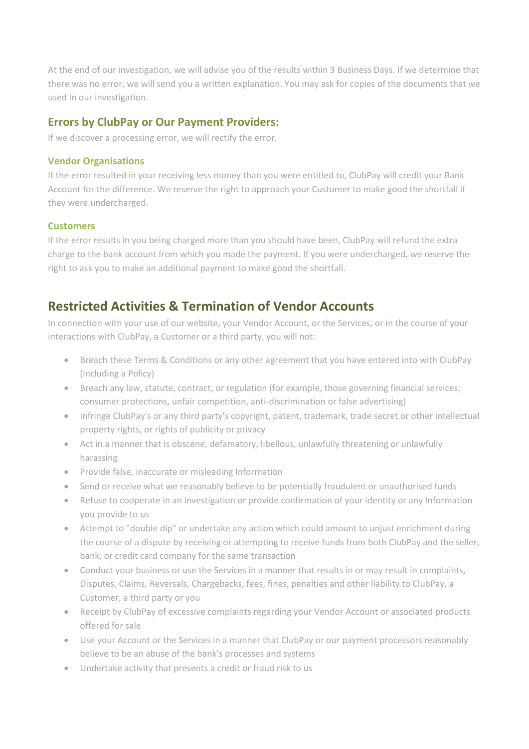At the end of our investigation, we will advise you of the results within 3 Business Days. If we determine that there was no error, we will send you a written explanation. You may ask for copies of the documents that we used in our investigation.

### Errors by ClubPay or Our Payment Providers:

If we discover a processing error, we will rectify the error.

#### Vendor Organisations

If the error resulted in your receiving less money than you were entitled to, ClubPay will credit your Bank Account for the difference. We reserve the right to approach your Customer to make good the shortfall if they were undercharged.

#### Customers

If the error results in you being charged more than you should have been, ClubPay will refund the extra charge to the bank account from which you made the payment. If you were undercharged, we reserve the right to ask you to make an additional payment to make good the shortfall.

## Restricted Activities & Termination of Vendor Accounts

In connection with your use of our website, your Vendor Account, or the Services, or in the course of your interactions with ClubPay, a Customer or a third party, you will not:

- Breach these Terms & Conditions or any other agreement that you have entered into with ClubPay (including a Policy)
- Breach any law, statute, contract, or regulation (for example, those governing financial services, consumer protections, unfair competition, anti-discrimination or false advertising)
- Infringe ClubPay's or any third party's copyright, patent, trademark, trade secret or other intellectual property rights, or rights of publicity or privacy
- Act in a manner that is obscene, defamatory, libellous, unlawfully threatening or unlawfully harassing
- Provide false, inaccurate or misleading Information
- Send or receive what we reasonably believe to be potentially fraudulent or unauthorised funds
- Refuse to cooperate in an investigation or provide confirmation of your identity or any Information you provide to us
- Attempt to "double dip" or undertake any action which could amount to unjust enrichment during the course of a dispute by receiving or attempting to receive funds from both ClubPay and the seller, bank, or credit card company for the same transaction
- Conduct your business or use the Services in a manner that results in or may result in complaints, Disputes, Claims, Reversals, Chargebacks, fees, fines, penalties and other liability to ClubPay, a Customer, a third party or you
- Receipt by ClubPay of excessive complaints regarding your Vendor Account or associated products offered for sale
- Use your Account or the Services in a manner that ClubPay or our payment processors reasonably believe to be an abuse of the bank's processes and systems
- Undertake activity that presents a credit or fraud risk to us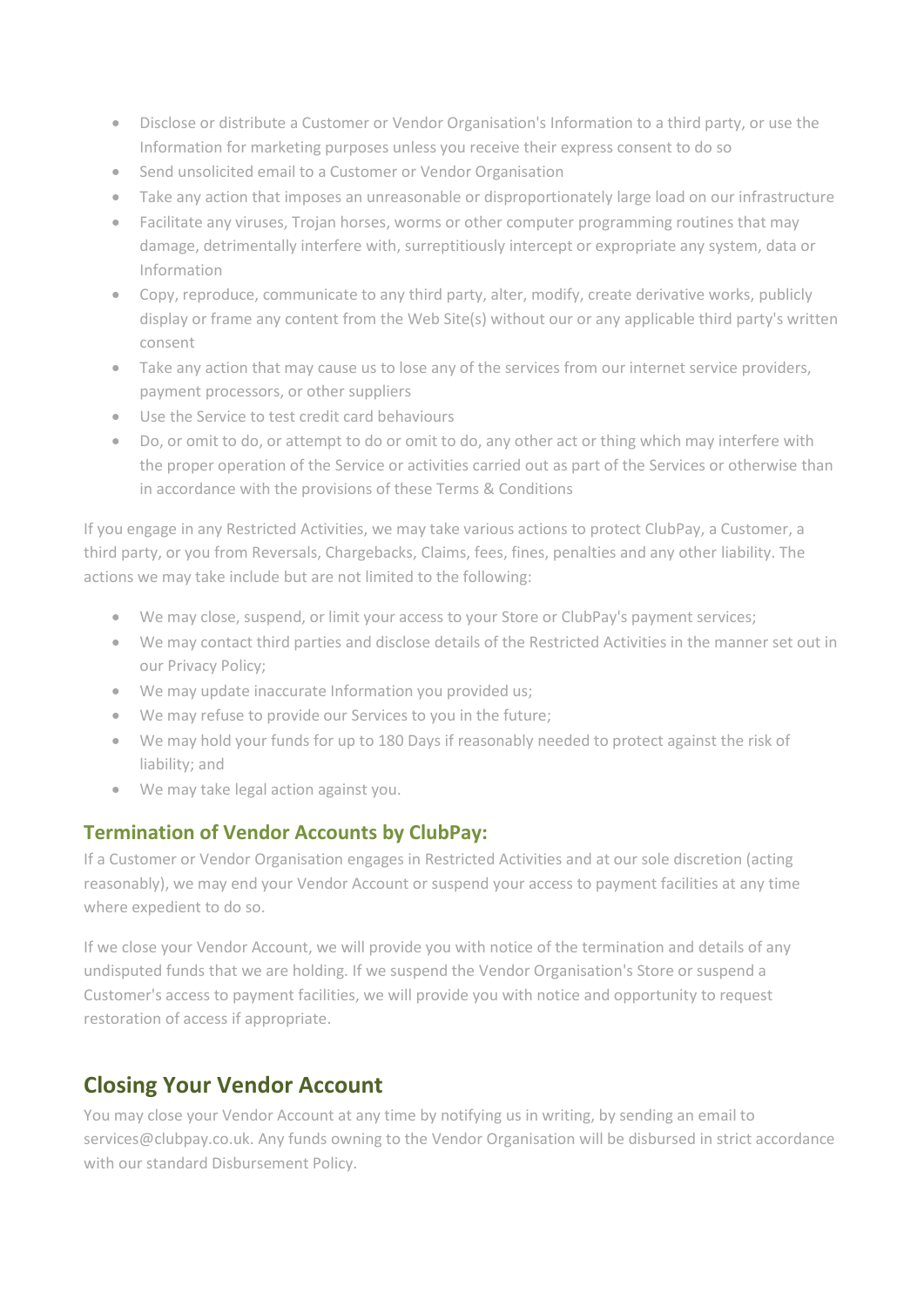- Disclose or distribute a Customer or Vendor Organisation's Information to a third party, or use the Information for marketing purposes unless you receive their express consent to do so
- Send unsolicited email to a Customer or Vendor Organisation
- Take any action that imposes an unreasonable or disproportionately large load on our infrastructure
- Facilitate any viruses, Trojan horses, worms or other computer programming routines that may damage, detrimentally interfere with, surreptitiously intercept or expropriate any system, data or Information
- Copy, reproduce, communicate to any third party, alter, modify, create derivative works, publicly display or frame any content from the Web Site(s) without our or any applicable third party's written consent
- Take any action that may cause us to lose any of the services from our internet service providers, payment processors, or other suppliers
- Use the Service to test credit card behaviours
- Do, or omit to do, or attempt to do or omit to do, any other act or thing which may interfere with the proper operation of the Service or activities carried out as part of the Services or otherwise than in accordance with the provisions of these Terms & Conditions

If you engage in any Restricted Activities, we may take various actions to protect ClubPay, a Customer, a third party, or you from Reversals, Chargebacks, Claims, fees, fines, penalties and any other liability. The actions we may take include but are not limited to the following:

- We may close, suspend, or limit your access to your Store or ClubPay's payment services;
- We may contact third parties and disclose details of the Restricted Activities in the manner set out in our Privacy Policy;
- We may update inaccurate Information you provided us;
- We may refuse to provide our Services to you in the future;
- We may hold your funds for up to 180 Days if reasonably needed to protect against the risk of liability; and
- We may take legal action against you.

### Termination of Vendor Accounts by ClubPay:

If a Customer or Vendor Organisation engages in Restricted Activities and at our sole discretion (acting reasonably), we may end your Vendor Account or suspend your access to payment facilities at any time where expedient to do so.

If we close your Vendor Account, we will provide you with notice of the termination and details of any undisputed funds that we are holding. If we suspend the Vendor Organisation's Store or suspend a Customer's access to payment facilities, we will provide you with notice and opportunity to request restoration of access if appropriate.

## Closing Your Vendor Account

You may close your Vendor Account at any time by notifying us in writing, by sending an email to services@clubpay.co.uk. Any funds owning to the Vendor Organisation will be disbursed in strict accordance with our standard Disbursement Policy.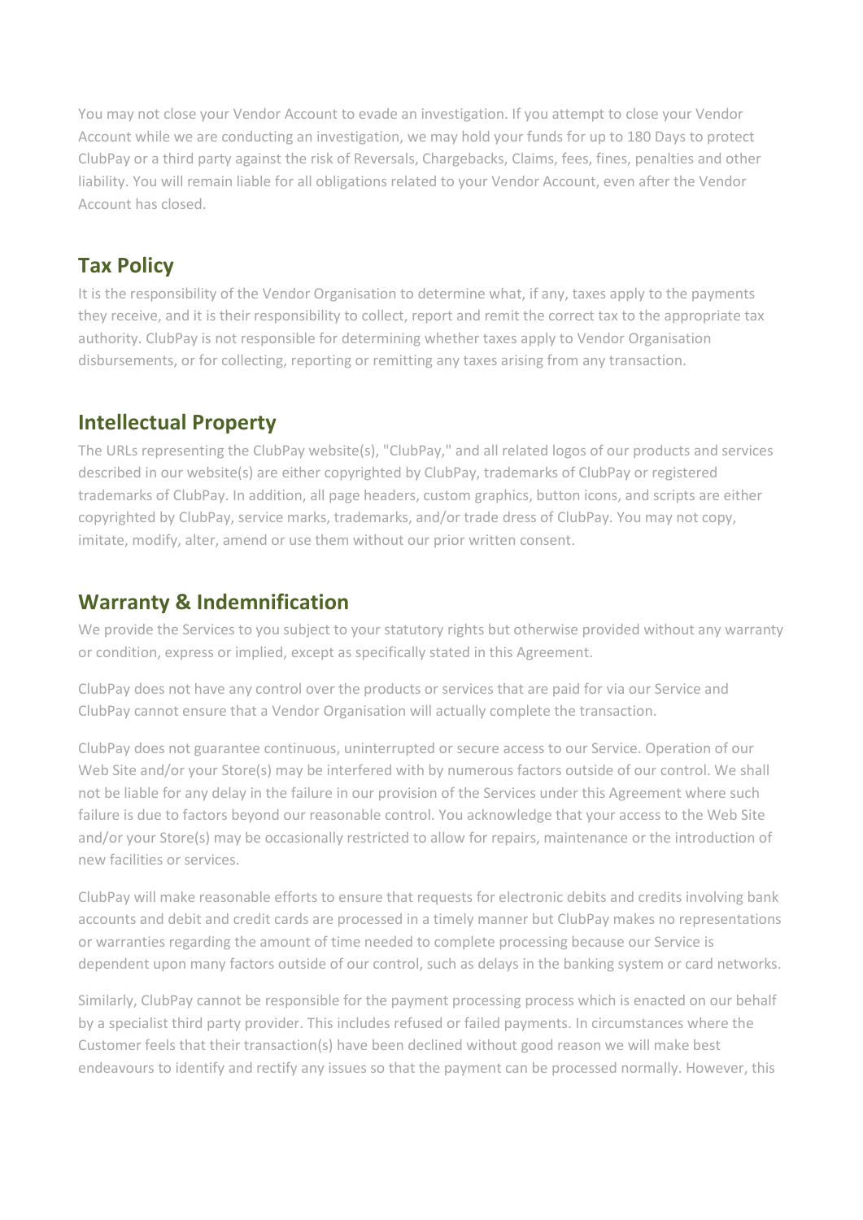You may not close your Vendor Account to evade an investigation. If you attempt to close your Vendor Account while we are conducting an investigation, we may hold your funds for up to 180 Days to protect ClubPay or a third party against the risk of Reversals, Chargebacks, Claims, fees, fines, penalties and other liability. You will remain liable for all obligations related to your Vendor Account, even after the Vendor Account has closed.

## Tax Policy

It is the responsibility of the Vendor Organisation to determine what, if any, taxes apply to the payments they receive, and it is their responsibility to collect, report and remit the correct tax to the appropriate tax authority. ClubPay is not responsible for determining whether taxes apply to Vendor Organisation disbursements, or for collecting, reporting or remitting any taxes arising from any transaction.

## Intellectual Property

The URLs representing the ClubPay website(s), "ClubPay," and all related logos of our products and services described in our website(s) are either copyrighted by ClubPay, trademarks of ClubPay or registered trademarks of ClubPay. In addition, all page headers, custom graphics, button icons, and scripts are either copyrighted by ClubPay, service marks, trademarks, and/or trade dress of ClubPay. You may not copy, imitate, modify, alter, amend or use them without our prior written consent.

## Warranty & Indemnification

We provide the Services to you subject to your statutory rights but otherwise provided without any warranty or condition, express or implied, except as specifically stated in this Agreement.

ClubPay does not have any control over the products or services that are paid for via our Service and ClubPay cannot ensure that a Vendor Organisation will actually complete the transaction.

ClubPay does not guarantee continuous, uninterrupted or secure access to our Service. Operation of our Web Site and/or your Store(s) may be interfered with by numerous factors outside of our control. We shall not be liable for any delay in the failure in our provision of the Services under this Agreement where such failure is due to factors beyond our reasonable control. You acknowledge that your access to the Web Site and/or your Store(s) may be occasionally restricted to allow for repairs, maintenance or the introduction of new facilities or services.

ClubPay will make reasonable efforts to ensure that requests for electronic debits and credits involving bank accounts and debit and credit cards are processed in a timely manner but ClubPay makes no representations or warranties regarding the amount of time needed to complete processing because our Service is dependent upon many factors outside of our control, such as delays in the banking system or card networks.

Similarly, ClubPay cannot be responsible for the payment processing process which is enacted on our behalf by a specialist third party provider. This includes refused or failed payments. In circumstances where the Customer feels that their transaction(s) have been declined without good reason we will make best endeavours to identify and rectify any issues so that the payment can be processed normally. However, this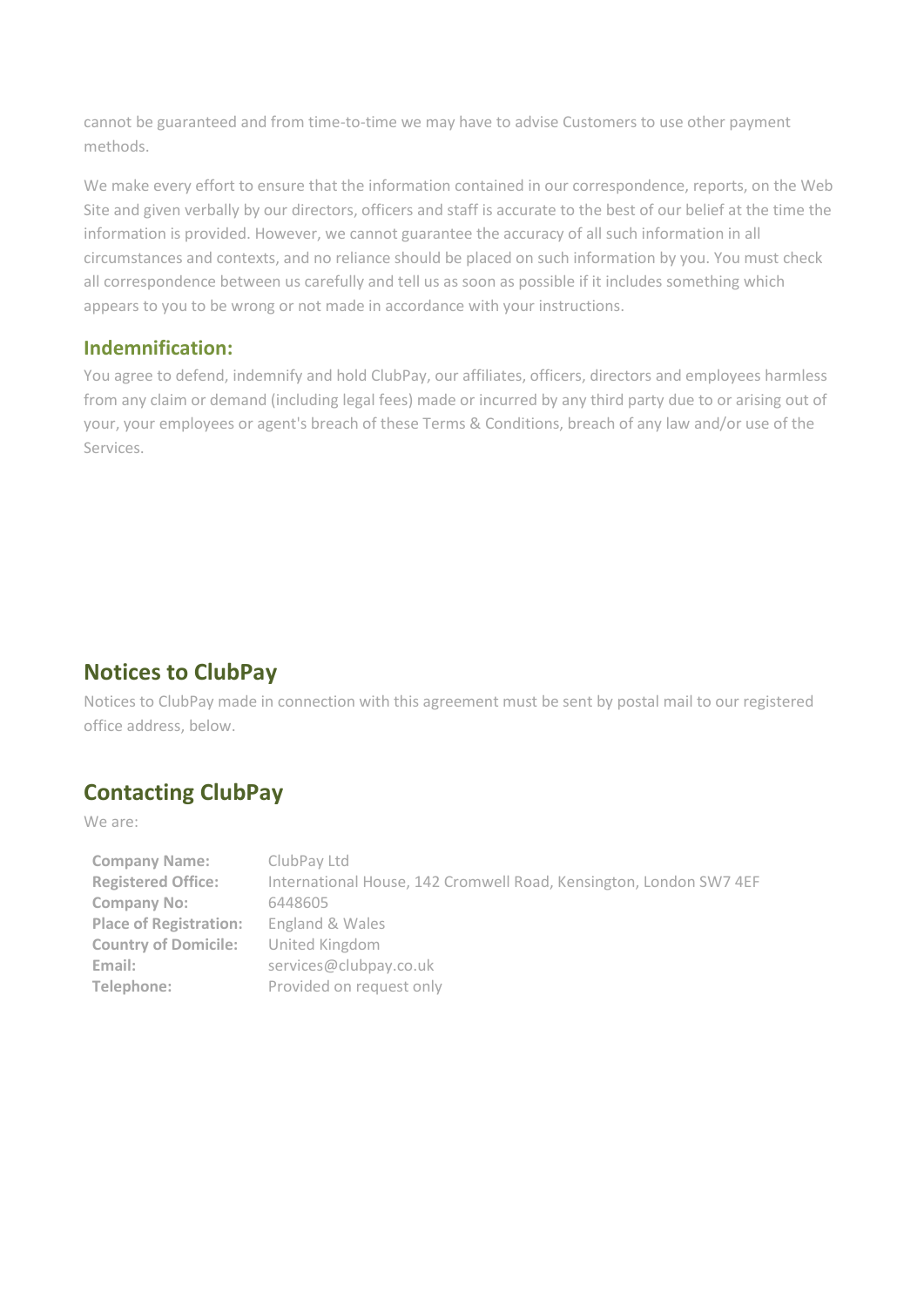cannot be guaranteed and from time-to-time we may have to advise Customers to use other payment methods.

We make every effort to ensure that the information contained in our correspondence, reports, on the Web Site and given verbally by our directors, officers and staff is accurate to the best of our belief at the time the information is provided. However, we cannot guarantee the accuracy of all such information in all circumstances and contexts, and no reliance should be placed on such information by you. You must check all correspondence between us carefully and tell us as soon as possible if it includes something which appears to you to be wrong or not made in accordance with your instructions.

### Indemnification:

You agree to defend, indemnify and hold ClubPay, our affiliates, officers, directors and employees harmless from any claim or demand (including legal fees) made or incurred by any third party due to or arising out of your, your employees or agent's breach of these Terms & Conditions, breach of any law and/or use of the Services.

## Notices to ClubPay

Notices to ClubPay made in connection with this agreement must be sent by postal mail to our registered office address, below.

## Contacting ClubPay

We are:

| | |
|---|---|
| **Company Name:** | ClubPay Ltd |
| **Registered Office:** | International House, 142 Cromwell Road, Kensington, London SW7 4EF |
| **Company No:** | 6448605 |
| **Place of Registration:** | England & Wales |
| **Country of Domicile:** | United Kingdom |
| **Email:** | services@clubpay.co.uk |
| **Telephone:** | Provided on request only |